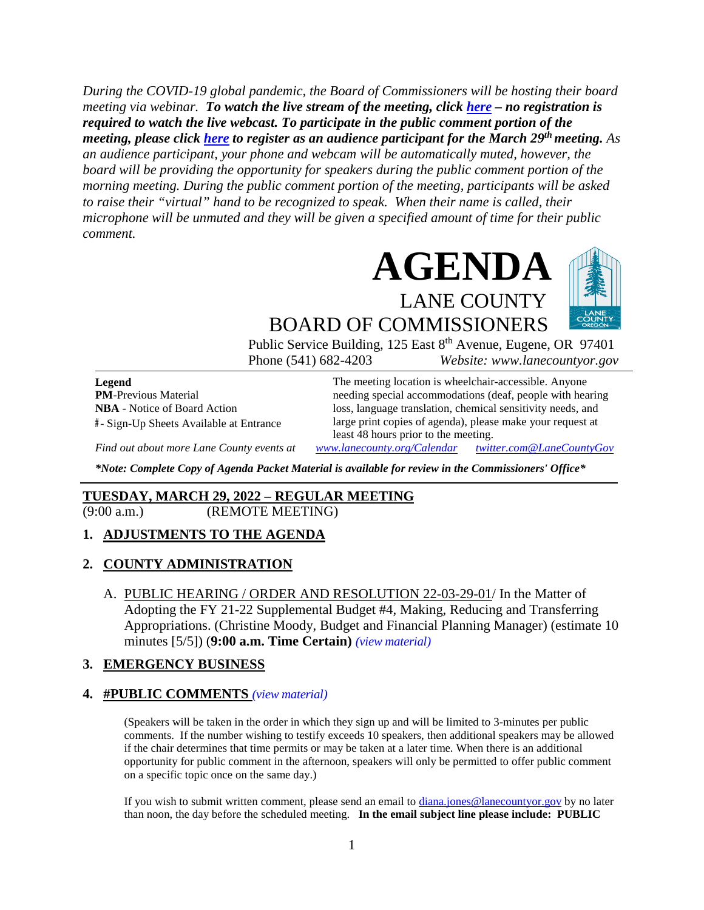*During the COVID-19 global pandemic, the Board of Commissioners will be hosting their board meeting via webinar.* ***To watch the live stream of the meeting, click here – no registration is required to watch the live webcast. To participate in the public comment portion of the meeting, please click here to register as an audience participant for the March 29th meeting.*** *As an audience participant, your phone and webcam will be automatically muted, however, the board will be providing the opportunity for speakers during the public comment portion of the morning meeting. During the public comment portion of the meeting, participants will be asked to raise their "virtual" hand to be recognized to speak. When their name is called, their microphone will be unmuted and they will be given a specified amount of time for their public comment.*

# AGENDA

## LANE COUNTY BOARD OF COMMISSIONERS

Public Service Building, 125 East 8th Avenue, Eugene, OR 97401
Phone (541) 682-4203 *Website: www.lanecountyor.gov*

**Legend**
**PM**-Previous Material
**NBA** - Notice of Board Action
#- Sign-Up Sheets Available at Entrance

The meeting location is wheelchair-accessible. Anyone needing special accommodations (deaf, people with hearing loss, language translation, chemical sensitivity needs, and large print copies of agenda), please make your request at least 48 hours prior to the meeting.

*Find out about more Lane County events at www.lanecounty.org/Calendar twitter.com@LaneCountyGov*

***\*Note: Complete Copy of Agenda Packet Material is available for review in the Commissioners' Office\****

**TUESDAY, MARCH 29, 2022 – REGULAR MEETING**
(9:00 a.m.) (REMOTE MEETING)

### 1. ADJUSTMENTS TO THE AGENDA

### 2. COUNTY ADMINISTRATION

A. PUBLIC HEARING / ORDER AND RESOLUTION 22-03-29-01/ In the Matter of Adopting the FY 21-22 Supplemental Budget #4, Making, Reducing and Transferring Appropriations. (Christine Moody, Budget and Financial Planning Manager) (estimate 10 minutes [5/5]) (**9:00 a.m. Time Certain**) *(view material)*

### 3. EMERGENCY BUSINESS

### 4. #PUBLIC COMMENTS *(view material)*

(Speakers will be taken in the order in which they sign up and will be limited to 3-minutes per public comments. If the number wishing to testify exceeds 10 speakers, then additional speakers may be allowed if the chair determines that time permits or may be taken at a later time. When there is an additional opportunity for public comment in the afternoon, speakers will only be permitted to offer public comment on a specific topic once on the same day.)

If you wish to submit written comment, please send an email to diana.jones@lanecountyor.gov by no later than noon, the day before the scheduled meeting. **In the email subject line please include: PUBLIC**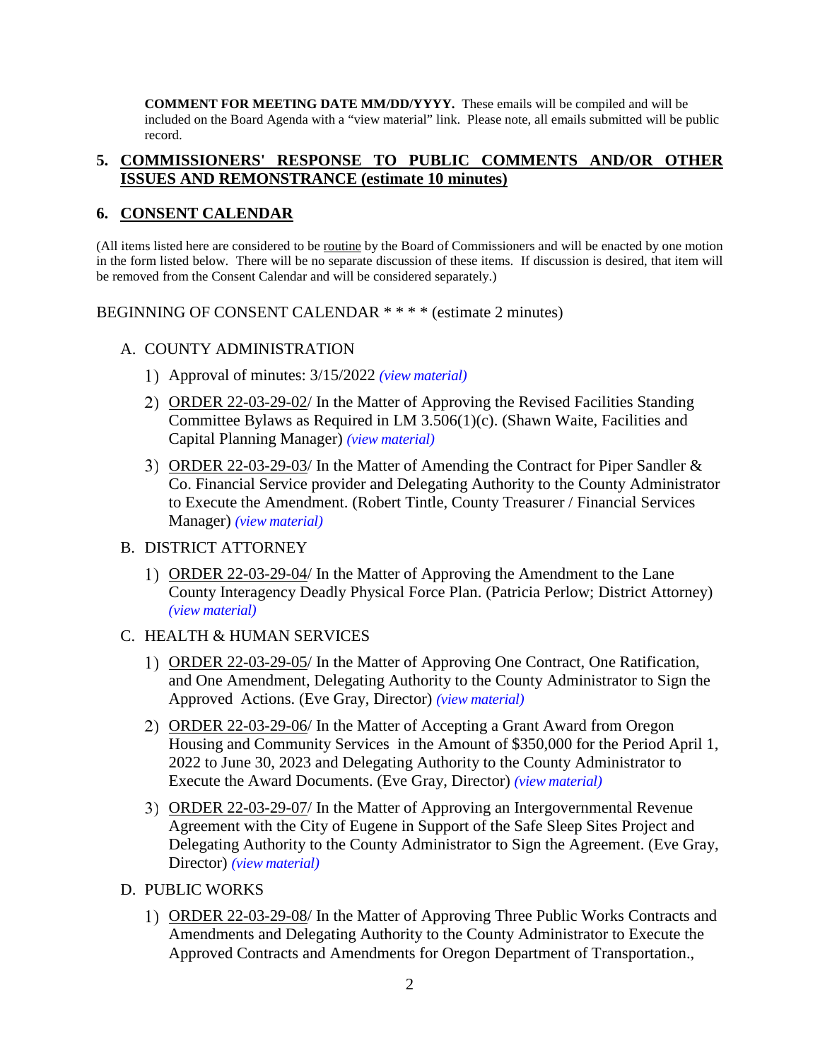**COMMENT FOR MEETING DATE MM/DD/YYYY.** These emails will be compiled and will be included on the Board Agenda with a "view material" link. Please note, all emails submitted will be public record.

## 5. COMMISSIONERS' RESPONSE TO PUBLIC COMMENTS AND/OR OTHER ISSUES AND REMONSTRANCE (estimate 10 minutes)

## 6. CONSENT CALENDAR

(All items listed here are considered to be routine by the Board of Commissioners and will be enacted by one motion in the form listed below. There will be no separate discussion of these items. If discussion is desired, that item will be removed from the Consent Calendar and will be considered separately.)

BEGINNING OF CONSENT CALENDAR * * * * (estimate 2 minutes)

A. COUNTY ADMINISTRATION

1) Approval of minutes: 3/15/2022 *(view material)*

2) ORDER 22-03-29-02/ In the Matter of Approving the Revised Facilities Standing Committee Bylaws as Required in LM 3.506(1)(c). (Shawn Waite, Facilities and Capital Planning Manager) *(view material)*

3) ORDER 22-03-29-03/ In the Matter of Amending the Contract for Piper Sandler & Co. Financial Service provider and Delegating Authority to the County Administrator to Execute the Amendment. (Robert Tintle, County Treasurer / Financial Services Manager) *(view material)*

B. DISTRICT ATTORNEY

1) ORDER 22-03-29-04/ In the Matter of Approving the Amendment to the Lane County Interagency Deadly Physical Force Plan. (Patricia Perlow; District Attorney) *(view material)*

C. HEALTH & HUMAN SERVICES

1) ORDER 22-03-29-05/ In the Matter of Approving One Contract, One Ratification, and One Amendment, Delegating Authority to the County Administrator to Sign the Approved Actions. (Eve Gray, Director) *(view material)*

2) ORDER 22-03-29-06/ In the Matter of Accepting a Grant Award from Oregon Housing and Community Services in the Amount of $350,000 for the Period April 1, 2022 to June 30, 2023 and Delegating Authority to the County Administrator to Execute the Award Documents. (Eve Gray, Director) *(view material)*

3) ORDER 22-03-29-07/ In the Matter of Approving an Intergovernmental Revenue Agreement with the City of Eugene in Support of the Safe Sleep Sites Project and Delegating Authority to the County Administrator to Sign the Agreement. (Eve Gray, Director) *(view material)*

D. PUBLIC WORKS

1) ORDER 22-03-29-08/ In the Matter of Approving Three Public Works Contracts and Amendments and Delegating Authority to the County Administrator to Execute the Approved Contracts and Amendments for Oregon Department of Transportation.,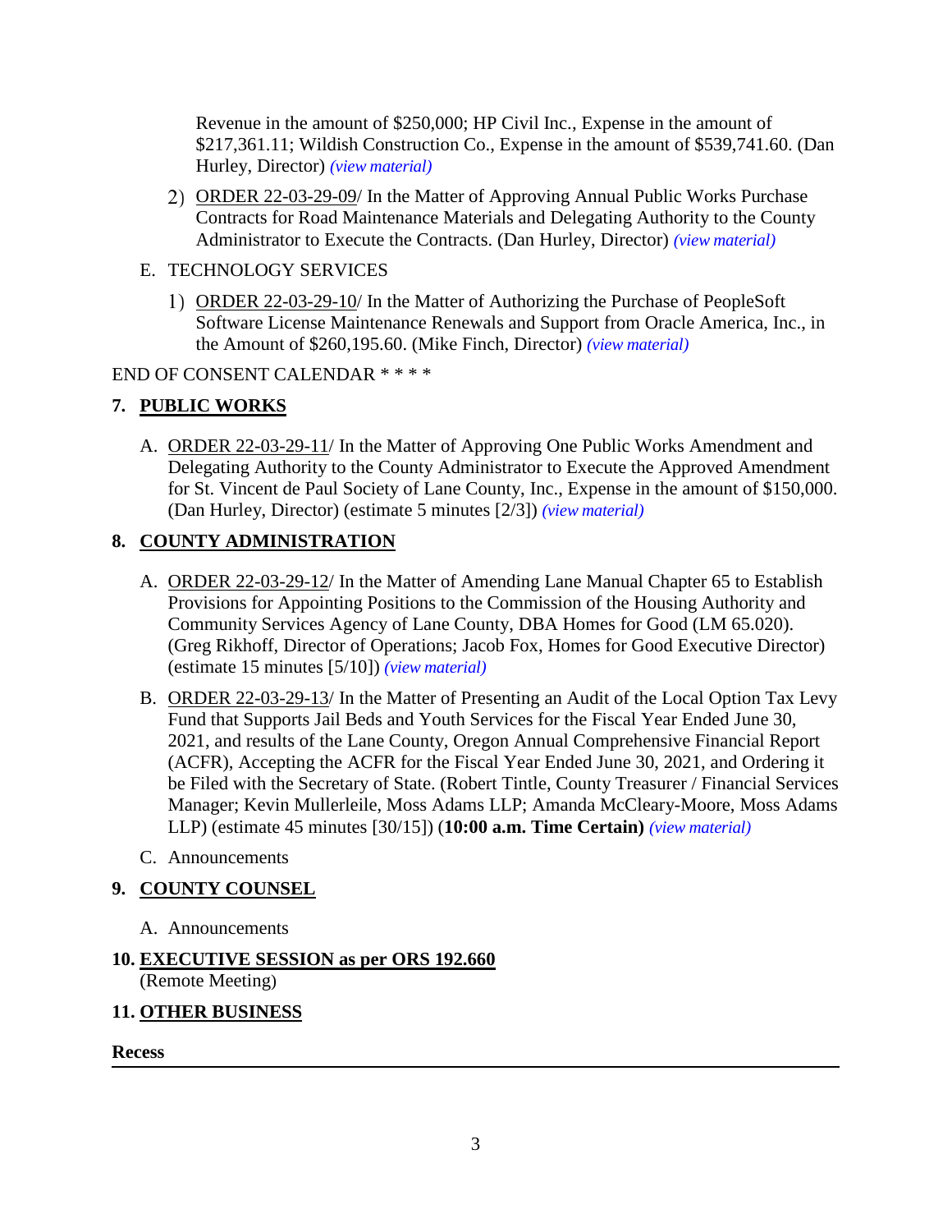Revenue in the amount of $250,000; HP Civil Inc., Expense in the amount of $217,361.11; Wildish Construction Co., Expense in the amount of $539,741.60. (Dan Hurley, Director) *(view material)*

2) ORDER 22-03-29-09/ In the Matter of Approving Annual Public Works Purchase Contracts for Road Maintenance Materials and Delegating Authority to the County Administrator to Execute the Contracts. (Dan Hurley, Director) *(view material)*

E. TECHNOLOGY SERVICES

1) ORDER 22-03-29-10/ In the Matter of Authorizing the Purchase of PeopleSoft Software License Maintenance Renewals and Support from Oracle America, Inc., in the Amount of $260,195.60. (Mike Finch, Director) *(view material)*

END OF CONSENT CALENDAR * * * *

## 7. PUBLIC WORKS

A. ORDER 22-03-29-11/ In the Matter of Approving One Public Works Amendment and Delegating Authority to the County Administrator to Execute the Approved Amendment for St. Vincent de Paul Society of Lane County, Inc., Expense in the amount of $150,000. (Dan Hurley, Director) (estimate 5 minutes [2/3]) *(view material)*

## 8. COUNTY ADMINISTRATION

A. ORDER 22-03-29-12/ In the Matter of Amending Lane Manual Chapter 65 to Establish Provisions for Appointing Positions to the Commission of the Housing Authority and Community Services Agency of Lane County, DBA Homes for Good (LM 65.020). (Greg Rikhoff, Director of Operations; Jacob Fox, Homes for Good Executive Director) (estimate 15 minutes [5/10]) *(view material)*

B. ORDER 22-03-29-13/ In the Matter of Presenting an Audit of the Local Option Tax Levy Fund that Supports Jail Beds and Youth Services for the Fiscal Year Ended June 30, 2021, and results of the Lane County, Oregon Annual Comprehensive Financial Report (ACFR), Accepting the ACFR for the Fiscal Year Ended June 30, 2021, and Ordering it be Filed with the Secretary of State. (Robert Tintle, County Treasurer / Financial Services Manager; Kevin Mullerleile, Moss Adams LLP; Amanda McCleary-Moore, Moss Adams LLP) (estimate 45 minutes [30/15]) (**10:00 a.m. Time Certain)** *(view material)*

C. Announcements

## 9. COUNTY COUNSEL

A. Announcements

## 10. EXECUTIVE SESSION as per ORS 192.660

(Remote Meeting)

## 11. OTHER BUSINESS

**Recess**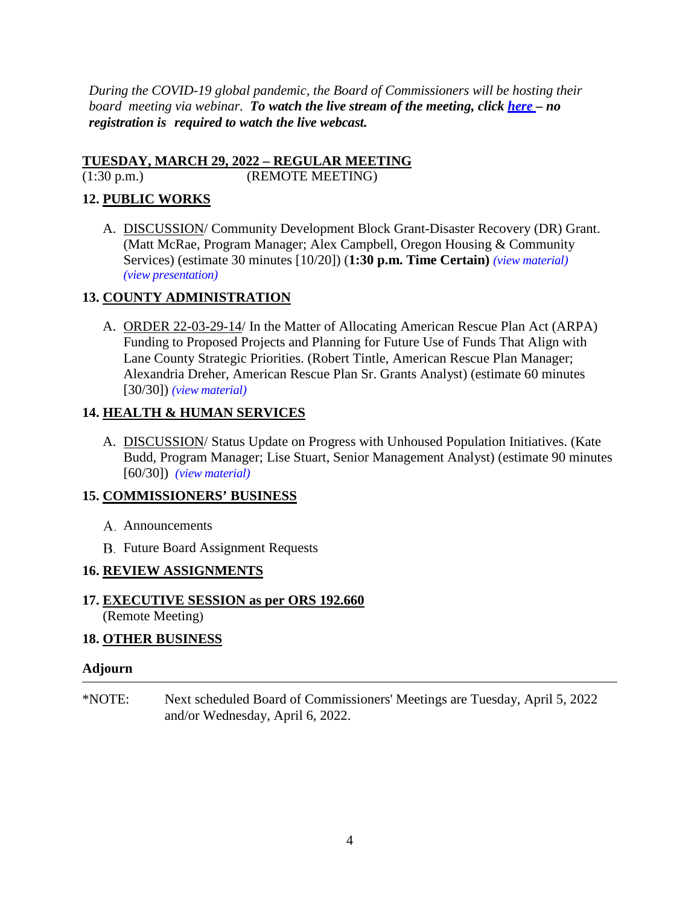*During the COVID-19 global pandemic, the Board of Commissioners will be hosting their board meeting via webinar.* ***To watch the live stream of the meeting, click here – no registration is required to watch the live webcast.***

**TUESDAY, MARCH 29, 2022 – REGULAR MEETING**
(1:30 p.m.) (REMOTE MEETING)

**12. PUBLIC WORKS**

A. DISCUSSION/ Community Development Block Grant-Disaster Recovery (DR) Grant. (Matt McRae, Program Manager; Alex Campbell, Oregon Housing & Community Services) (estimate 30 minutes [10/20]) (**1:30 p.m. Time Certain)** *(view material) (view presentation)*

**13. COUNTY ADMINISTRATION**

A. ORDER 22-03-29-14/ In the Matter of Allocating American Rescue Plan Act (ARPA) Funding to Proposed Projects and Planning for Future Use of Funds That Align with Lane County Strategic Priorities. (Robert Tintle, American Rescue Plan Manager; Alexandria Dreher, American Rescue Plan Sr. Grants Analyst) (estimate 60 minutes [30/30]) *(view material)*

**14. HEALTH & HUMAN SERVICES**

A. DISCUSSION/ Status Update on Progress with Unhoused Population Initiatives. (Kate Budd, Program Manager; Lise Stuart, Senior Management Analyst) (estimate 90 minutes [60/30]) *(view material)*

**15. COMMISSIONERS' BUSINESS**

A. Announcements

B. Future Board Assignment Requests

**16. REVIEW ASSIGNMENTS**

**17. EXECUTIVE SESSION as per ORS 192.660**
(Remote Meeting)

**18. OTHER BUSINESS**

**Adjourn**

---

*NOTE: Next scheduled Board of Commissioners' Meetings are Tuesday, April 5, 2022 and/or Wednesday, April 6, 2022.